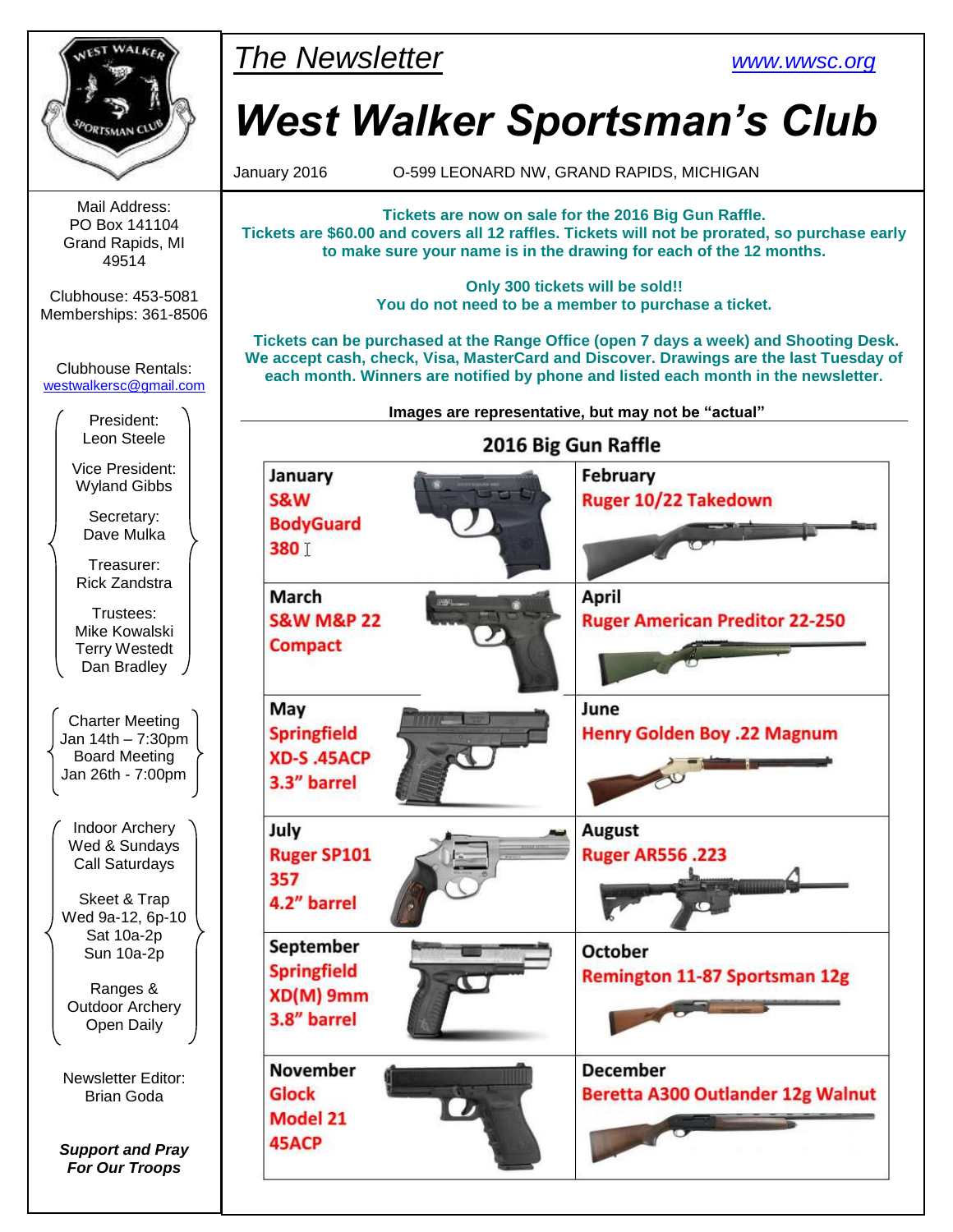# The Newsletter

www.wwsc.org

# West Walker Sportsman's Club

January 2016 O-599 LEONARD NW, GRAND RAPIDS, MICHIGAN

Mail Address:
PO Box 141104
Grand Rapids, MI
49514

Clubhouse: 453-5081
Memberships: 361-8506

Clubhouse Rentals:
westwalkersc@gmail.com

President:
Leon Steele

Vice President:
Wyland Gibbs

Secretary:
Dave Mulka

Treasurer:
Rick Zandstra

Trustees:
Mike Kowalski
Terry Westedt
Dan Bradley

Charter Meeting
Jan 14th – 7:30pm
Board Meeting
Jan 26th - 7:00pm

Indoor Archery
Wed & Sundays
Call Saturdays

Skeet & Trap
Wed 9a-12, 6p-10
Sat 10a-2p
Sun 10a-2p

Ranges &
Outdoor Archery
Open Daily

Newsletter Editor:
Brian Goda

***Support and Pray For Our Troops***

**Tickets are now on sale for the 2016 Big Gun Raffle.**
**Tickets are $60.00 and covers all 12 raffles. Tickets will not be prorated, so purchase early to make sure your name is in the drawing for each of the 12 months.**

**Only 300 tickets will be sold!!**
**You do not need to be a member to purchase a ticket.**

**Tickets can be purchased at the Range Office (open 7 days a week) and Shooting Desk. We accept cash, check, Visa, MasterCard and Discover. Drawings are the last Tuesday of each month. Winners are notified by phone and listed each month in the newsletter.**

**Images are representative, but may not be "actual"**

## 2016 Big Gun Raffle

| Month | Prize | Month | Prize |
|---|---|---|---|
| January | S&W BodyGuard 380 | February | Ruger 10/22 Takedown |
| March | S&W M&P 22 Compact | April | Ruger American Preditor 22-250 |
| May | Springfield XD-S .45ACP 3.3" barrel | June | Henry Golden Boy .22 Magnum |
| July | Ruger SP101 357 4.2" barrel | August | Ruger AR556 .223 |
| September | Springfield XD(M) 9mm 3.8" barrel | October | Remington 11-87 Sportsman 12g |
| November | Glock Model 21 45ACP | December | Beretta A300 Outlander 12g Walnut |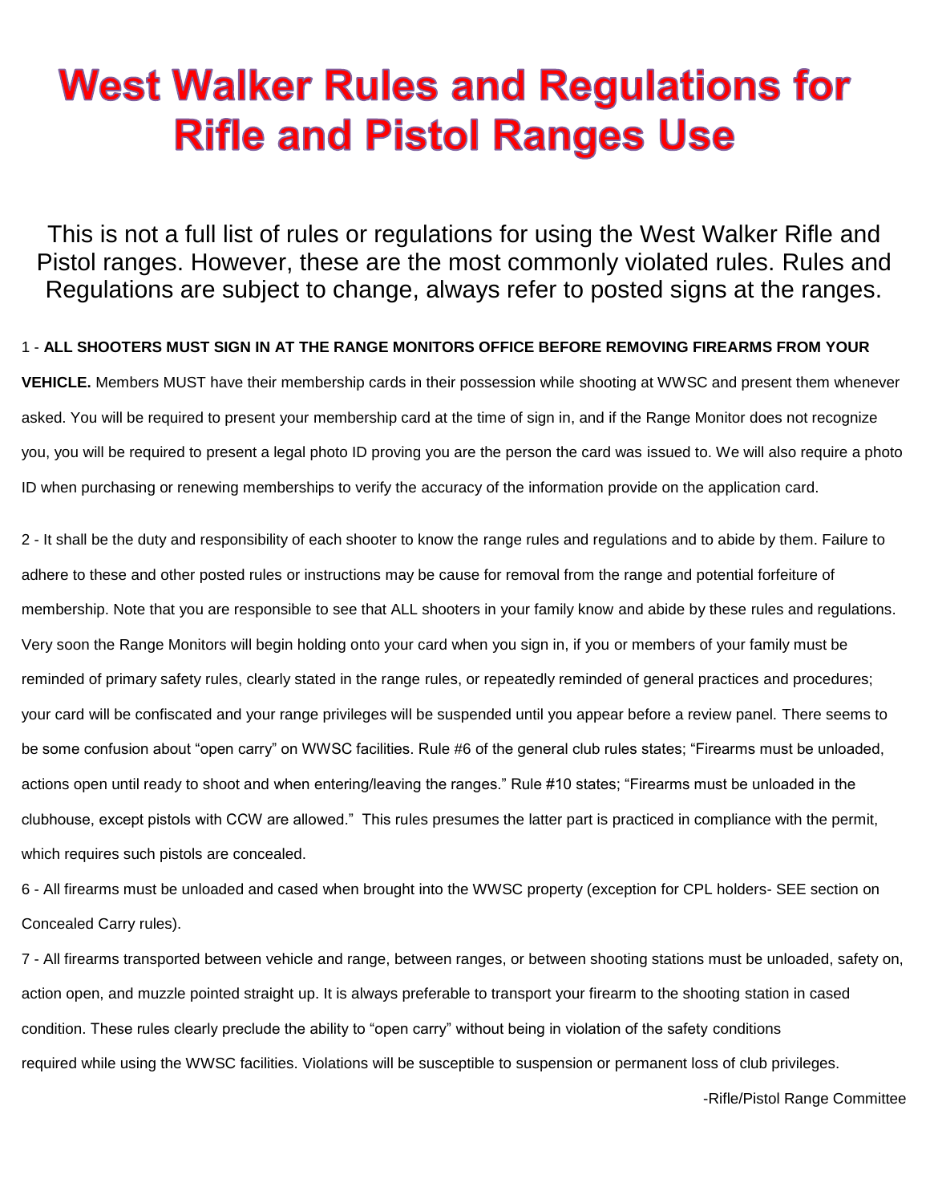# West Walker Rules and Regulations for Rifle and Pistol Ranges Use

This is not a full list of rules or regulations for using the West Walker Rifle and Pistol ranges. However, these are the most commonly violated rules. Rules and Regulations are subject to change, always refer to posted signs at the ranges.

1 - **ALL SHOOTERS MUST SIGN IN AT THE RANGE MONITORS OFFICE BEFORE REMOVING FIREARMS FROM YOUR VEHICLE.** Members MUST have their membership cards in their possession while shooting at WWSC and present them whenever asked. You will be required to present your membership card at the time of sign in, and if the Range Monitor does not recognize you, you will be required to present a legal photo ID proving you are the person the card was issued to. We will also require a photo ID when purchasing or renewing memberships to verify the accuracy of the information provide on the application card.

2 - It shall be the duty and responsibility of each shooter to know the range rules and regulations and to abide by them. Failure to adhere to these and other posted rules or instructions may be cause for removal from the range and potential forfeiture of membership. Note that you are responsible to see that ALL shooters in your family know and abide by these rules and regulations. Very soon the Range Monitors will begin holding onto your card when you sign in, if you or members of your family must be reminded of primary safety rules, clearly stated in the range rules, or repeatedly reminded of general practices and procedures; your card will be confiscated and your range privileges will be suspended until you appear before a review panel. There seems to be some confusion about "open carry" on WWSC facilities. Rule #6 of the general club rules states; "Firearms must be unloaded, actions open until ready to shoot and when entering/leaving the ranges." Rule #10 states; "Firearms must be unloaded in the clubhouse, except pistols with CCW are allowed." This rules presumes the latter part is practiced in compliance with the permit, which requires such pistols are concealed.

6 - All firearms must be unloaded and cased when brought into the WWSC property (exception for CPL holders- SEE section on Concealed Carry rules).

7 - All firearms transported between vehicle and range, between ranges, or between shooting stations must be unloaded, safety on, action open, and muzzle pointed straight up. It is always preferable to transport your firearm to the shooting station in cased condition. These rules clearly preclude the ability to "open carry" without being in violation of the safety conditions required while using the WWSC facilities. Violations will be susceptible to suspension or permanent loss of club privileges.

-Rifle/Pistol Range Committee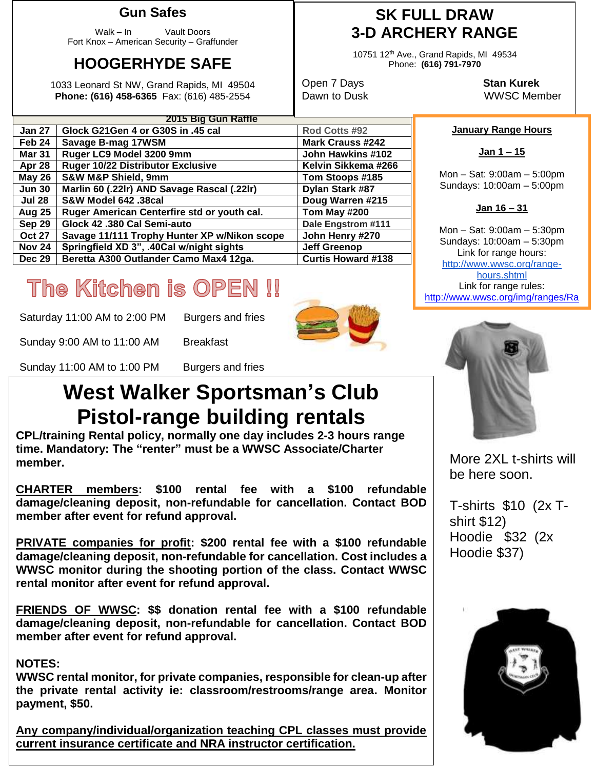## Gun Safes

Walk – In Vault Doors
Fort Knox – American Security – Graffunder

## HOOGERHYDE SAFE

1033 Leonard St NW, Grand Rapids, MI 49504
**Phone: (616) 458-6365** Fax: (616) 485-2554

## SK FULL DRAW 3-D ARCHERY RANGE

10751 12th Ave., Grand Rapids, MI 49534
Phone: **(616) 791-7970**

Open 7 Days
Dawn to Dusk

**Stan Kurek**
WWSC Member

| 2015 Big Gun Raffle | | |
|---|---|---|
| **Jan 27** | **Glock G21Gen 4 or G30S in .45 cal** | Rod Cotts #92 |
| **Feb 24** | **Savage B-mag 17WSM** | **Mark Crauss #242** |
| **Mar 31** | **Ruger LC9 Model 3200 9mm** | **John Hawkins #102** |
| **Apr 28** | **Ruger 10/22 Distributor Exclusive** | **Kelvin Sikkema #266** |
| **May 26** | **S&W M&P Shield, 9mm** | **Tom Stoops #185** |
| **Jun 30** | **Marlin 60 (.22lr) AND Savage Rascal (.22lr)** | **Dylan Stark #87** |
| **Jul 28** | **S&W Model 642 .38cal** | **Doug Warren #215** |
| **Aug 25** | **Ruger American Centerfire std or youth cal.** | **Tom May #200** |
| **Sep 29** | **Glock 42 .380 Cal Semi-auto** | Dale Engstrom #111 |
| **Oct 27** | **Savage 11/111 Trophy Hunter XP w/Nikon scope** | **John Henry #270** |
| **Nov 24** | **Springfield XD 3", .40Cal w/night sights** | **Jeff Greenop** |
| **Dec 29** | **Beretta A300 Outlander Camo Max4 12ga.** | **Curtis Howard #138** |

**January Range Hours**

**Jan 1 – 15**

Mon – Sat: 9:00am – 5:00pm
Sundays: 10:00am – 5:00pm

**Jan 16 – 31**

Mon – Sat: 9:00am – 5:30pm
Sundays: 10:00am – 5:30pm
Link for range hours:
http://www.wwsc.org/range-hours.shtml
Link for range rules:
http://www.wwsc.org/img/ranges/Ra

## The Kitchen is OPEN !!

Saturday 11:00 AM to 2:00 PM Burgers and fries

Sunday 9:00 AM to 11:00 AM Breakfast

Sunday 11:00 AM to 1:00 PM Burgers and fries

More 2XL t-shirts will be here soon.

T-shirts $10 (2x T-shirt $12)
Hoodie $32 (2x Hoodie $37)

# West Walker Sportsman's Club Pistol-range building rentals

**CPL/training Rental policy, normally one day includes 2-3 hours range time. Mandatory: The "renter" must be a WWSC Associate/Charter member.**

**CHARTER members: $100 rental fee with a $100 refundable damage/cleaning deposit, non-refundable for cancellation. Contact BOD member after event for refund approval.**

**PRIVATE companies for profit: $200 rental fee with a $100 refundable damage/cleaning deposit, non-refundable for cancellation. Cost includes a WWSC monitor during the shooting portion of the class. Contact WWSC rental monitor after event for refund approval.**

**FRIENDS OF WWSC: $$ donation rental fee with a $100 refundable damage/cleaning deposit, non-refundable for cancellation. Contact BOD member after event for refund approval.**

**NOTES:**
**WWSC rental monitor, for private companies, responsible for clean-up after the private rental activity ie: classroom/restrooms/range area. Monitor payment, $50.**

**Any company/individual/organization teaching CPL classes must provide current insurance certificate and NRA instructor certification.**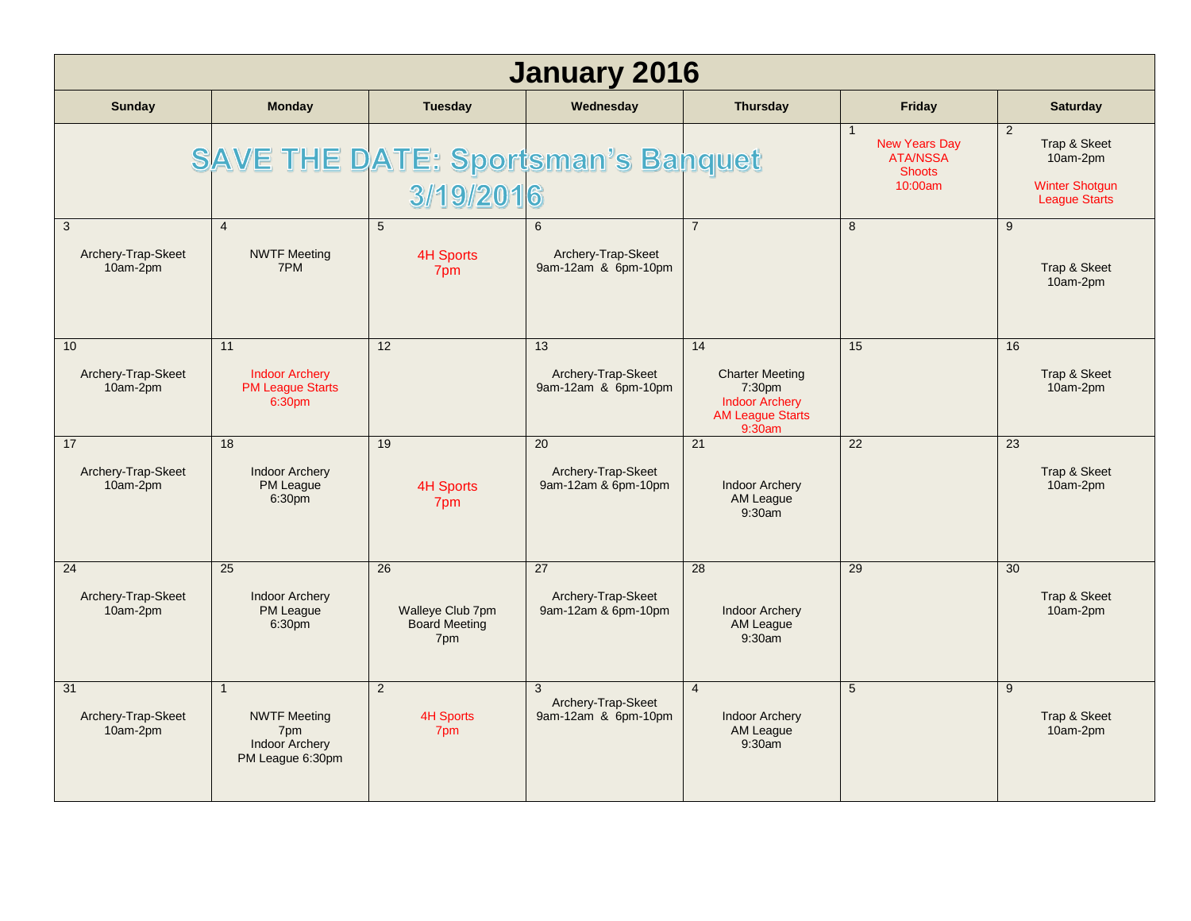# January 2016

| Sunday | Monday | Tuesday | Wednesday | Thursday | Friday | Saturday |
|---|---|---|---|---|---|---|
| SAVE THE DATE: Sportsman's Banquet 3/19/2016 | | | | | 1 New Years Day ATA/NSSA Shoots 10:00am | 2 Trap & Skeet 10am-2pm Winter Shotgun League Starts |
| 3 Archery-Trap-Skeet 10am-2pm | 4 NWTF Meeting 7PM | 5 4H Sports 7pm | 6 Archery-Trap-Skeet 9am-12am & 6pm-10pm | 7 | 8 | 9 Trap & Skeet 10am-2pm |
| 10 Archery-Trap-Skeet 10am-2pm | 11 Indoor Archery PM League Starts 6:30pm | 12 | 13 Archery-Trap-Skeet 9am-12am & 6pm-10pm | 14 Charter Meeting 7:30pm Indoor Archery AM League Starts 9:30am | 15 | 16 Trap & Skeet 10am-2pm |
| 17 Archery-Trap-Skeet 10am-2pm | 18 Indoor Archery PM League 6:30pm | 19 4H Sports 7pm | 20 Archery-Trap-Skeet 9am-12am & 6pm-10pm | 21 Indoor Archery AM League 9:30am | 22 | 23 Trap & Skeet 10am-2pm |
| 24 Archery-Trap-Skeet 10am-2pm | 25 Indoor Archery PM League 6:30pm | 26 Walleye Club 7pm Board Meeting 7pm | 27 Archery-Trap-Skeet 9am-12am & 6pm-10pm | 28 Indoor Archery AM League 9:30am | 29 | 30 Trap & Skeet 10am-2pm |
| 31 Archery-Trap-Skeet 10am-2pm | 1 NWTF Meeting 7pm Indoor Archery PM League 6:30pm | 2 4H Sports 7pm | 3 Archery-Trap-Skeet 9am-12am & 6pm-10pm | 4 Indoor Archery AM League 9:30am | 5 | 9 Trap & Skeet 10am-2pm |